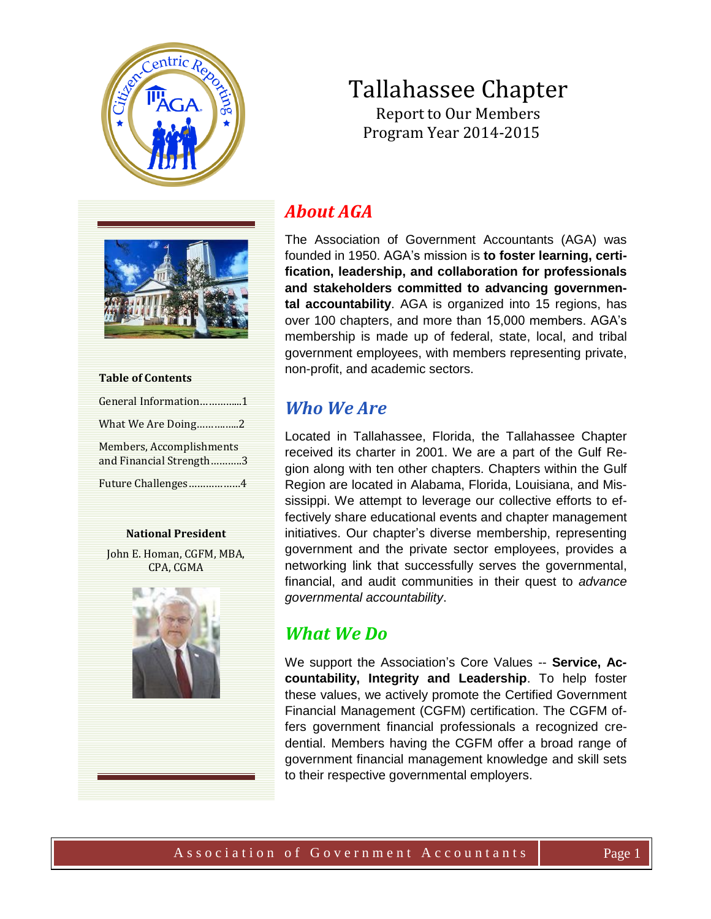# Tallahassee Chapter

Report to Our Members
Program Year 2014-2015

**Table of Contents**

| | |
|---|---|
| General Information | 1 |
| What We Are Doing | 2 |
| Members, Accomplishments and Financial Strength | 3 |
| Future Challenges | 4 |

**National President**

John E. Homan, CGFM, MBA, CPA, CGMA

## *About AGA*

The Association of Government Accountants (AGA) was founded in 1950. AGA's mission is **to foster learning, certification, leadership, and collaboration for professionals and stakeholders committed to advancing governmental accountability**. AGA is organized into 15 regions, has over 100 chapters, and more than 15,000 members. AGA's membership is made up of federal, state, local, and tribal government employees, with members representing private, non-profit, and academic sectors.

## *Who We Are*

Located in Tallahassee, Florida, the Tallahassee Chapter received its charter in 2001. We are a part of the Gulf Region along with ten other chapters. Chapters within the Gulf Region are located in Alabama, Florida, Louisiana, and Mississippi. We attempt to leverage our collective efforts to effectively share educational events and chapter management initiatives. Our chapter's diverse membership, representing government and the private sector employees, provides a networking link that successfully serves the governmental, financial, and audit communities in their quest to *advance governmental accountability*.

## *What We Do*

We support the Association's Core Values -- **Service, Accountability, Integrity and Leadership**. To help foster these values, we actively promote the Certified Government Financial Management (CGFM) certification. The CGFM offers government financial professionals a recognized credential. Members having the CGFM offer a broad range of government financial management knowledge and skill sets to their respective governmental employers.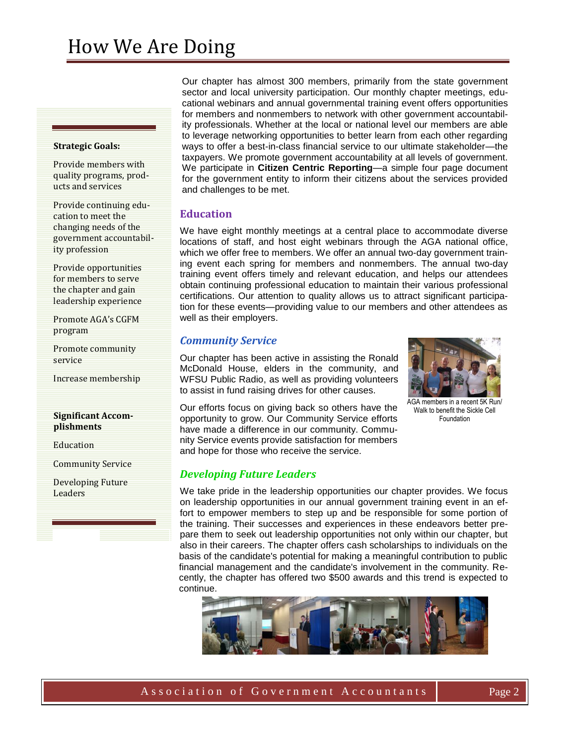# How We Are Doing

**Strategic Goals:**

Provide members with quality programs, products and services

Provide continuing education to meet the changing needs of the government accountability profession

Provide opportunities for members to serve the chapter and gain leadership experience

Promote AGA's CGFM program

Promote community service

Increase membership

**Significant Accomplishments**

Education

Community Service

Developing Future Leaders

Our chapter has almost 300 members, primarily from the state government sector and local university participation. Our monthly chapter meetings, educational webinars and annual governmental training event offers opportunities for members and nonmembers to network with other government accountability professionals. Whether at the local or national level our members are able to leverage networking opportunities to better learn from each other regarding ways to offer a best-in-class financial service to our ultimate stakeholder—the taxpayers. We promote government accountability at all levels of government. We participate in **Citizen Centric Reporting**—a simple four page document for the government entity to inform their citizens about the services provided and challenges to be met.

## Education

We have eight monthly meetings at a central place to accommodate diverse locations of staff, and host eight webinars through the AGA national office, which we offer free to members. We offer an annual two-day government training event each spring for members and nonmembers. The annual two-day training event offers timely and relevant education, and helps our attendees obtain continuing professional education to maintain their various professional certifications. Our attention to quality allows us to attract significant participation for these events—providing value to our members and other attendees as well as their employers.

## *Community Service*

Our chapter has been active in assisting the Ronald McDonald House, elders in the community, and WFSU Public Radio, as well as providing volunteers to assist in fund raising drives for other causes.

Our efforts focus on giving back so others have the opportunity to grow. Our Community Service efforts have made a difference in our community. Community Service events provide satisfaction for members and hope for those who receive the service.

AGA members in a recent 5K Run/Walk to benefit the Sickle Cell Foundation

## *Developing Future Leaders*

We take pride in the leadership opportunities our chapter provides. We focus on leadership opportunities in our annual government training event in an effort to empower members to step up and be responsible for some portion of the training. Their successes and experiences in these endeavors better prepare them to seek out leadership opportunities not only within our chapter, but also in their careers. The chapter offers cash scholarships to individuals on the basis of the candidate's potential for making a meaningful contribution to public financial management and the candidate's involvement in the community. Recently, the chapter has offered two $500 awards and this trend is expected to continue.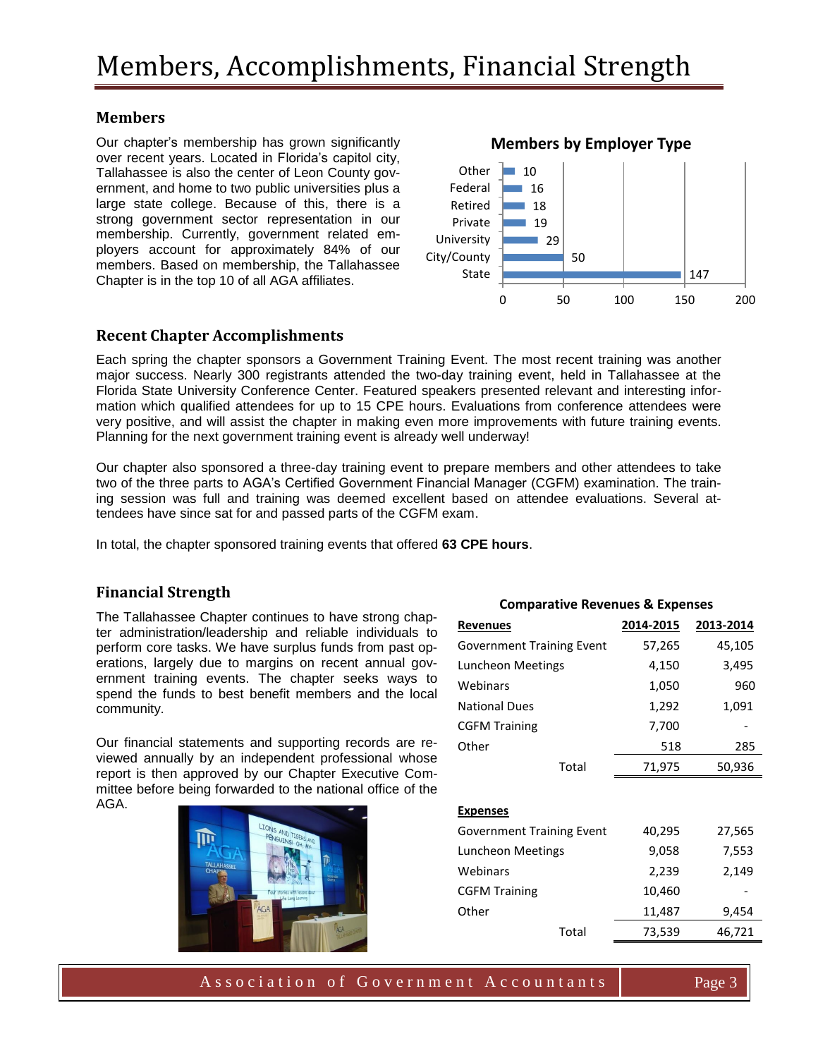# Members, Accomplishments, Financial Strength

## Members

Our chapter's membership has grown significantly over recent years. Located in Florida's capitol city, Tallahassee is also the center of Leon County government, and home to two public universities plus a large state college. Because of this, there is a strong government sector representation in our membership. Currently, government related employers account for approximately 84% of our members. Based on membership, the Tallahassee Chapter is in the top 10 of all AGA affiliates.

**Members by Employer Type**

| Employer Type | Members |
|---|---|
| Other | 10 |
| Federal | 16 |
| Retired | 18 |
| Private | 19 |
| University | 29 |
| City/County | 50 |
| State | 147 |

## Recent Chapter Accomplishments

Each spring the chapter sponsors a Government Training Event. The most recent training was another major success. Nearly 300 registrants attended the two-day training event, held in Tallahassee at the Florida State University Conference Center. Featured speakers presented relevant and interesting information which qualified attendees for up to 15 CPE hours. Evaluations from conference attendees were very positive, and will assist the chapter in making even more improvements with future training events. Planning for the next government training event is already well underway!

Our chapter also sponsored a three-day training event to prepare members and other attendees to take two of the three parts to AGA's Certified Government Financial Manager (CGFM) examination. The training session was full and training was deemed excellent based on attendee evaluations. Several attendees have since sat for and passed parts of the CGFM exam.

In total, the chapter sponsored training events that offered **63 CPE hours**.

## Financial Strength

The Tallahassee Chapter continues to have strong chapter administration/leadership and reliable individuals to perform core tasks. We have surplus funds from past operations, largely due to margins on recent annual government training events. The chapter seeks ways to spend the funds to best benefit members and the local community.

Our financial statements and supporting records are reviewed annually by an independent professional whose report is then approved by our Chapter Executive Committee before being forwarded to the national office of the AGA.

**Comparative Revenues & Expenses**

| **Revenues** | **2014-2015** | **2013-2014** |
|---|---|---|
| Government Training Event | 57,265 | 45,105 |
| Luncheon Meetings | 4,150 | 3,495 |
| Webinars | 1,050 | 960 |
| National Dues | 1,292 | 1,091 |
| CGFM Training | 7,700 | - |
| Other | 518 | 285 |
| Total | 71,975 | 50,936 |
| **Expenses** | | |
| Government Training Event | 40,295 | 27,565 |
| Luncheon Meetings | 9,058 | 7,553 |
| Webinars | 2,239 | 2,149 |
| CGFM Training | 10,460 | - |
| Other | 11,487 | 9,454 |
| Total | 73,539 | 46,721 |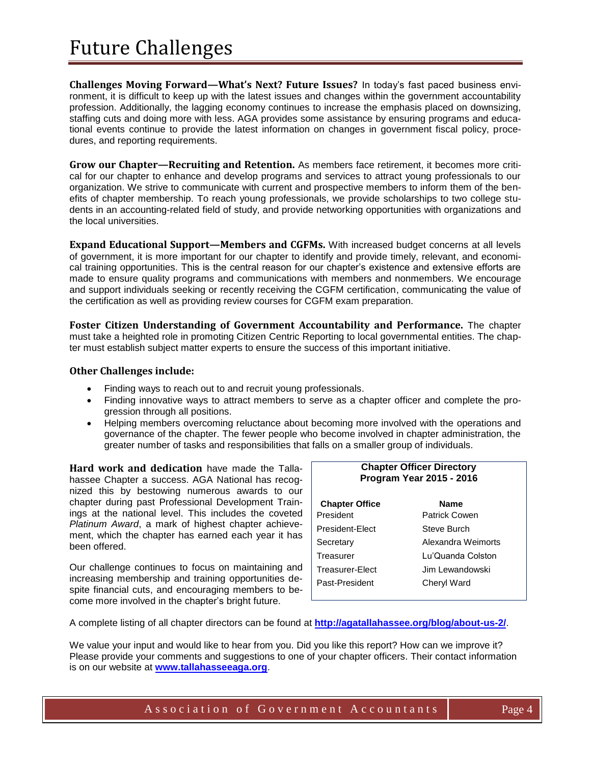# Future Challenges

**Challenges Moving Forward—What's Next? Future Issues?** In today's fast paced business environment, it is difficult to keep up with the latest issues and changes within the government accountability profession. Additionally, the lagging economy continues to increase the emphasis placed on downsizing, staffing cuts and doing more with less. AGA provides some assistance by ensuring programs and educational events continue to provide the latest information on changes in government fiscal policy, procedures, and reporting requirements.

**Grow our Chapter—Recruiting and Retention.** As members face retirement, it becomes more critical for our chapter to enhance and develop programs and services to attract young professionals to our organization. We strive to communicate with current and prospective members to inform them of the benefits of chapter membership. To reach young professionals, we provide scholarships to two college students in an accounting-related field of study, and provide networking opportunities with organizations and the local universities.

**Expand Educational Support—Members and CGFMs.** With increased budget concerns at all levels of government, it is more important for our chapter to identify and provide timely, relevant, and economical training opportunities. This is the central reason for our chapter's existence and extensive efforts are made to ensure quality programs and communications with members and nonmembers. We encourage and support individuals seeking or recently receiving the CGFM certification, communicating the value of the certification as well as providing review courses for CGFM exam preparation.

**Foster Citizen Understanding of Government Accountability and Performance.** The chapter must take a heighted role in promoting Citizen Centric Reporting to local governmental entities. The chapter must establish subject matter experts to ensure the success of this important initiative.

**Other Challenges include:**

- Finding ways to reach out to and recruit young professionals.
- Finding innovative ways to attract members to serve as a chapter officer and complete the progression through all positions.
- Helping members overcoming reluctance about becoming more involved with the operations and governance of the chapter. The fewer people who become involved in chapter administration, the greater number of tasks and responsibilities that falls on a smaller group of individuals.

**Hard work and dedication** have made the Tallahassee Chapter a success. AGA National has recognized this by bestowing numerous awards to our chapter during past Professional Development Trainings at the national level. This includes the coveted *Platinum Award*, a mark of highest chapter achievement, which the chapter has earned each year it has been offered.

Our challenge continues to focus on maintaining and increasing membership and training opportunities despite financial cuts, and encouraging members to become more involved in the chapter's bright future.

**Chapter Officer Directory**
**Program Year 2015 - 2016**

| Chapter Office | Name |
|---|---|
| President | Patrick Cowen |
| President-Elect | Steve Burch |
| Secretary | Alexandra Weimorts |
| Treasurer | Lu'Quanda Colston |
| Treasurer-Elect | Jim Lewandowski |
| Past-President | Cheryl Ward |

A complete listing of all chapter directors can be found at **http://agatallahassee.org/blog/about-us-2/**.

We value your input and would like to hear from you. Did you like this report? How can we improve it? Please provide your comments and suggestions to one of your chapter officers. Their contact information is on our website at **www.tallahasseeaga.org**.